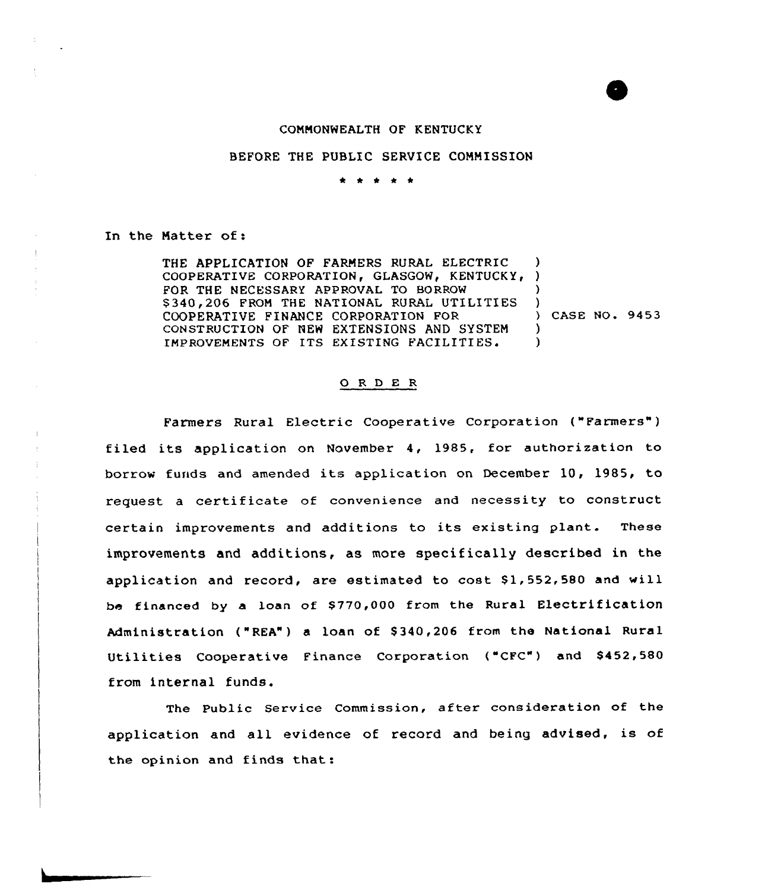COMMONWEALTH OF KENTUCKY

BEFORE THE PUBLIC SERVICE COMMISSION

\* \* \* \* \*

In the Matter of:

| | |
|---|---|
| THE APPLICATION OF FARMERS RURAL ELECTRIC COOPERATIVE CORPORATION, GLASGOW, KENTUCKY, FOR THE NECESSARY APPROVAL TO BORROW $340,206 FROM THE NATIONAL RURAL UTILITIES COOPERATIVE FINANCE CORPORATION FOR CONSTRUCTION OF NEW EXTENSIONS AND SYSTEM IMPROVEMENTS OF ITS EXISTING FACILITIES. | ) CASE NO. 9453 |

## O R D E R

Farmers Rural Electric Cooperative Corporation ("Farmers") filed its application on November 4, 1985, for authorization to borrow funds and amended its application on December 10, 1985, to request a certificate of convenience and necessity to construct certain improvements and additions to its existing plant. These improvements and additions, as more specifically described in the application and record, are estimated to cost $1,552,580 and will be financed by a loan of $770,000 from the Rural Electrification Administration ("REA") a loan of $340,206 from the National Rural Utilities Cooperative Finance Corporation ("CFC") and $452,580 from internal funds.

The Public Service Commission, after consideration of the application and all evidence of record and being advised, is of the opinion and finds that: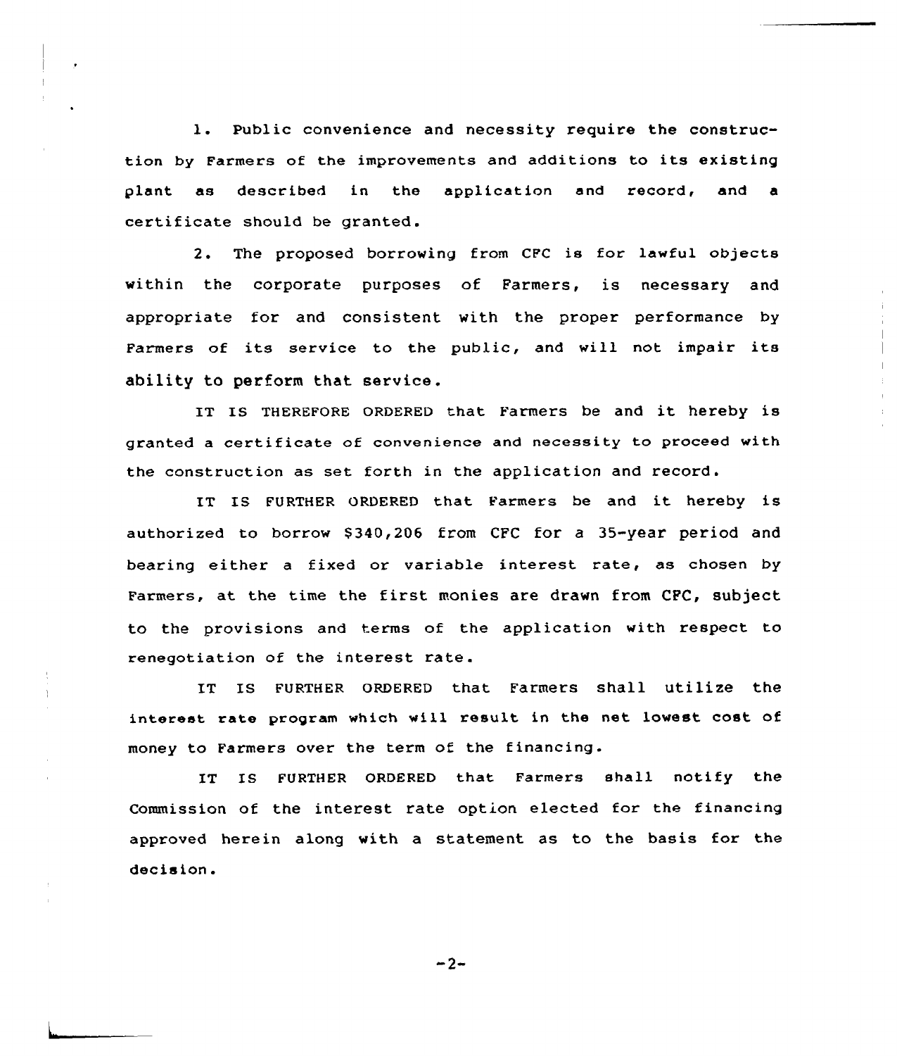1. Public convenience and necessity require the construction by Farmers of the improvements and additions to its existing plant as described in the application and record, and a certificate should be granted.

2. The proposed borrowing from CFC is for lawful objects within the corporate purposes of Farmers, is necessary and appropriate for and consistent with the proper performance by Farmers of its service to the public, and will not impair its ability to perform that service.

IT IS THEREFORE ORDERED that Farmers be and it hereby is granted a certificate of convenience and necessity to proceed with the construction as set forth in the application and record.

IT IS FURTHER ORDERED that Farmers be and it hereby is authorized to borrow $340,206 from CFC for a 35-year period and bearing either a fixed or variable interest rate, as chosen by Farmers, at the time the first monies are drawn from CFC, subject to the provisions and terms of the application with respect to renegotiation of the interest rate.

IT IS FURTHER ORDERED that Farmers shall utilize the interest rate program which will result in the net lowest cost of money to Farmers over the term of the financing.

IT IS FURTHER ORDERED that Farmers shall notify the Commission of the interest rate option elected for the financing approved herein along with a statement as to the basis for the decision.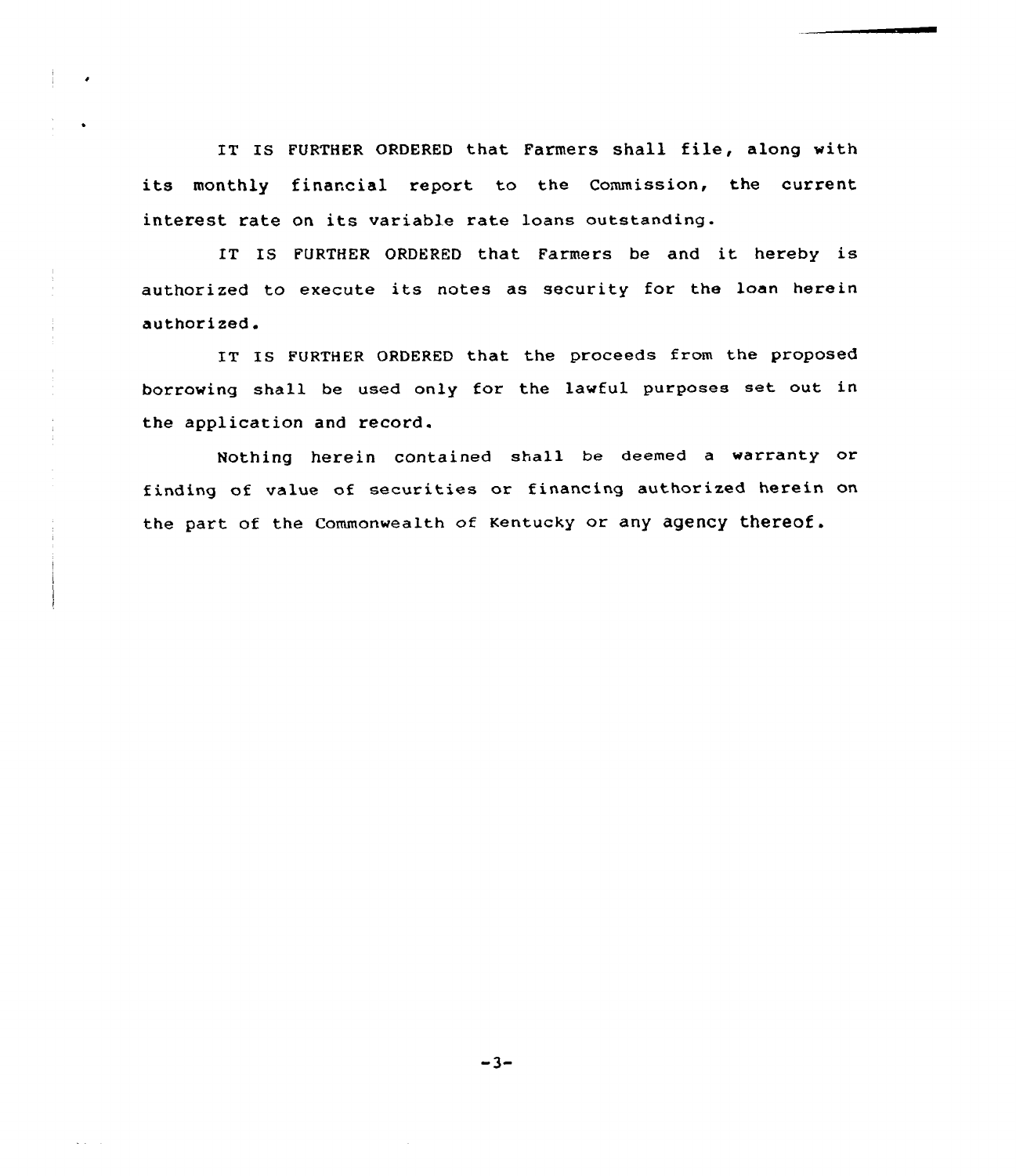IT IS FURTHER ORDERED that Farmers shall file, along with its monthly financial report to the Commission, the current interest rate on its variable rate loans outstanding.

IT IS FURTHER ORDERED that Farmers be and it hereby is authorized to execute its notes as security for the loan herein authorized.

IT IS FURTHER ORDERED that the proceeds from the proposed borrowing shall be used only for the lawful purposes set out in the application and record.

Nothing herein contained shall be deemed a warranty or finding of value of securities or financing authorized herein on the part of the Commonwealth of Kentucky or any agency thereof.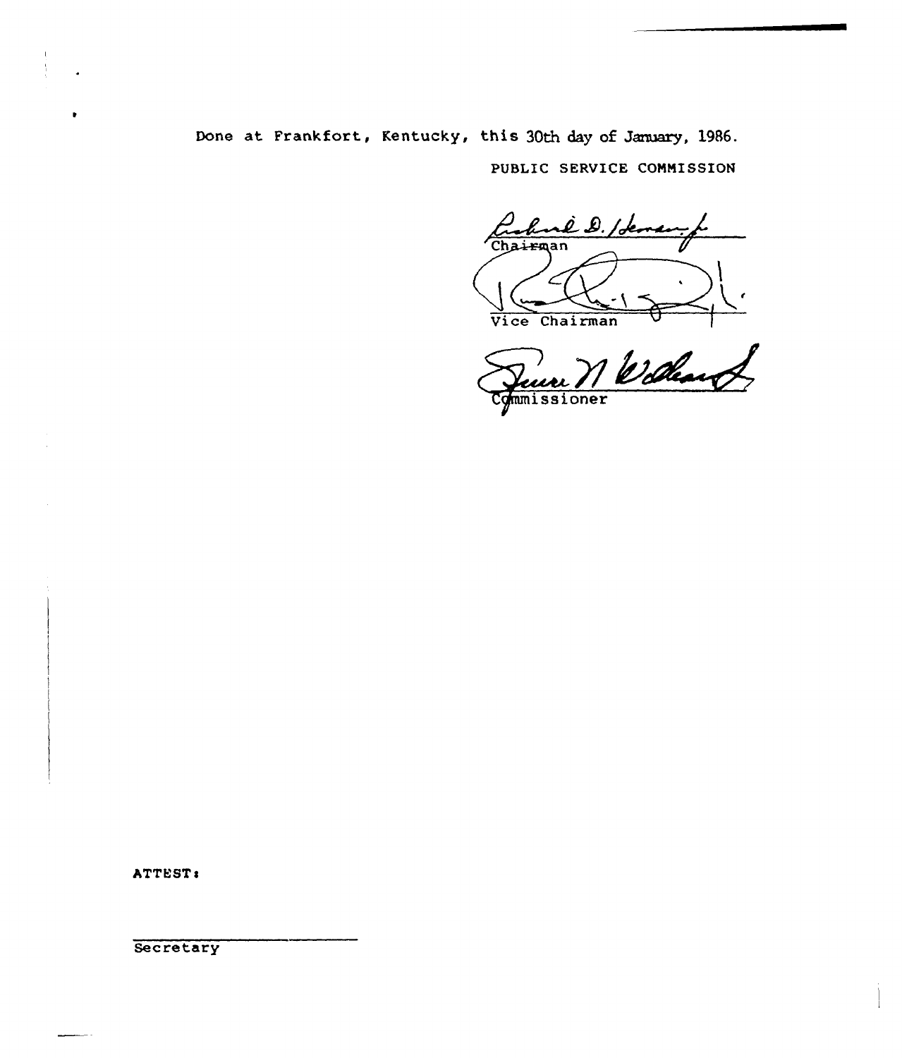Done at Frankfort, Kentucky, this 30th day of January, 1986.

PUBLIC SERVICE COMMISSION

Chairman

Vice Chairman

Commissioner

ATTEST:

Secretary